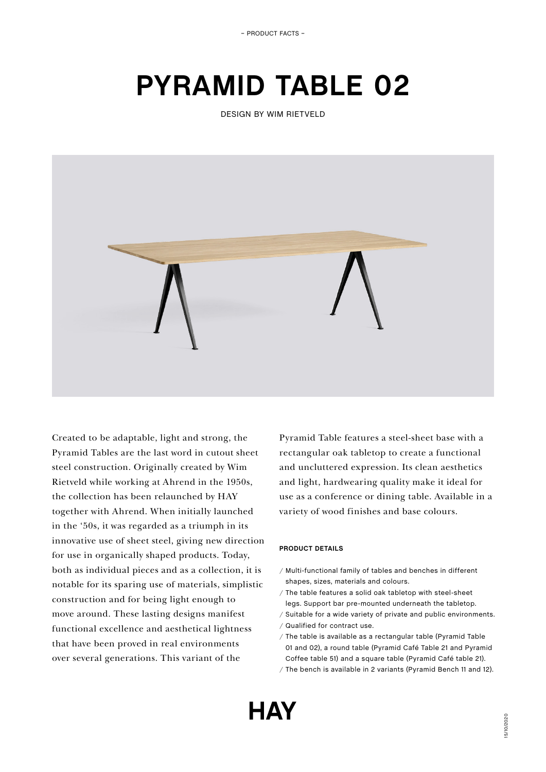– PRODUCT FACTS –

# PYRAMID TABLE 02

DESIGN BY WIM RIETVELD

Created to be adaptable, light and strong, the Pyramid Tables are the last word in cutout sheet steel construction. Originally created by Wim Rietveld while working at Ahrend in the 1950s, the collection has been relaunched by HAY together with Ahrend. When initially launched in the '50s, it was regarded as a triumph in its innovative use of sheet steel, giving new direction for use in organically shaped products. Today, both as individual pieces and as a collection, it is notable for its sparing use of materials, simplistic construction and for being light enough to move around. These lasting designs manifest functional excellence and aesthetical lightness that have been proved in real environments over several generations. This variant of the Pyramid Table features a steel-sheet base with a rectangular oak tabletop to create a functional and uncluttered expression. Its clean aesthetics and light, hardwearing quality make it ideal for use as a conference or dining table. Available in a variety of wood finishes and base colours.

#### PRODUCT DETAILS

/ Multi-functional family of tables and benches in different shapes, sizes, materials and colours.

/ The table features a solid oak tabletop with steel-sheet legs. Support bar pre-mounted underneath the tabletop.

/ Suitable for a wide variety of private and public environments.

/ Qualified for contract use.

/ The table is available as a rectangular table (Pyramid Table 01 and 02), a round table (Pyramid Café Table 21 and Pyramid Coffee table 51) and a square table (Pyramid Café table 21).

/ The bench is available in 2 variants (Pyramid Bench 11 and 12).

HAY

15/10/2020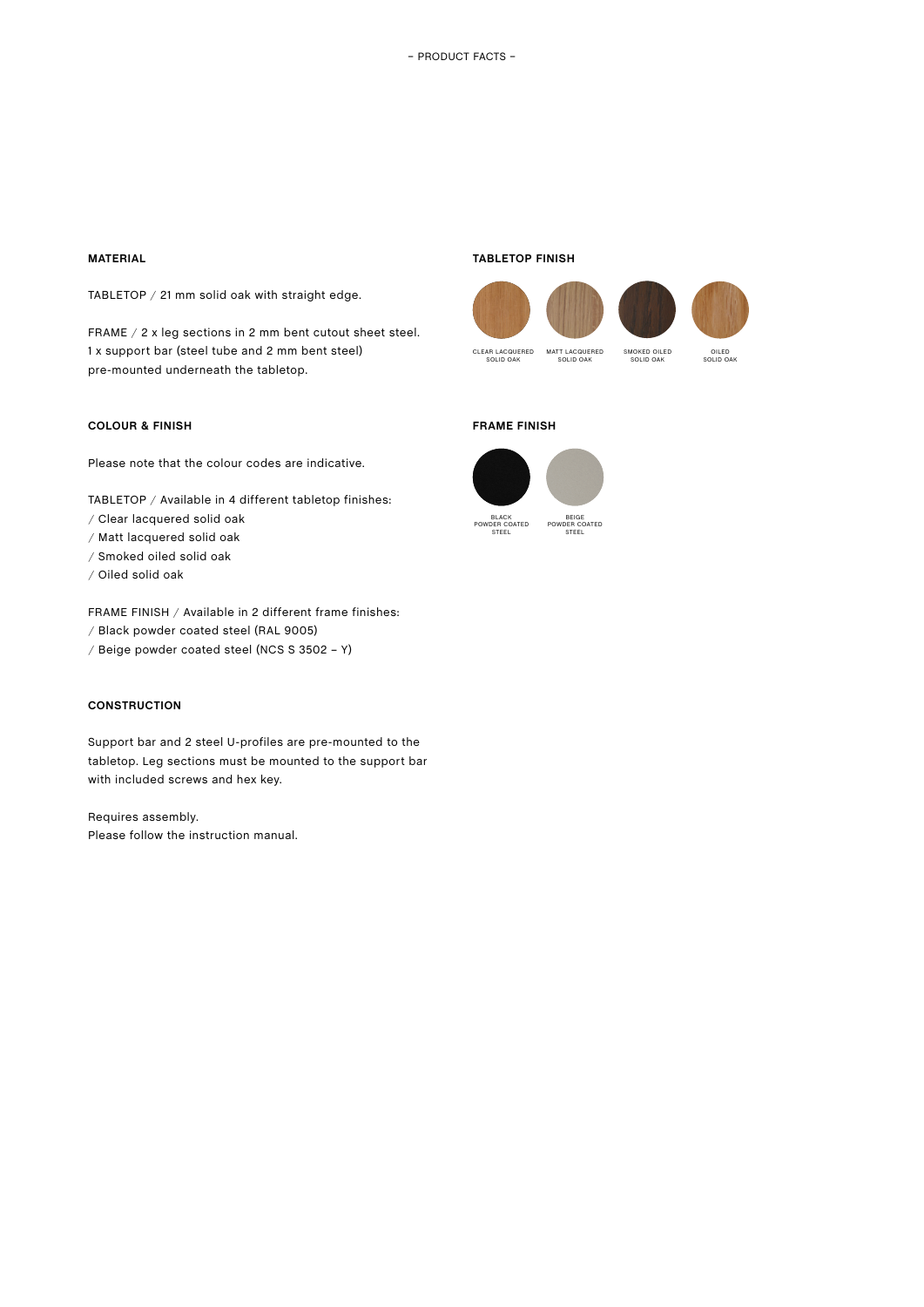– PRODUCT FACTS –

## MATERIAL

TABLETOP / 21 mm solid oak with straight edge.

FRAME / 2 x leg sections in 2 mm bent cutout sheet steel.
1 x support bar (steel tube and 2 mm bent steel) pre-mounted underneath the tabletop.

## COLOUR & FINISH

Please note that the colour codes are indicative.

TABLETOP / Available in 4 different tabletop finishes:
/ Clear lacquered solid oak
/ Matt lacquered solid oak
/ Smoked oiled solid oak
/ Oiled solid oak

FRAME FINISH / Available in 2 different frame finishes:
/ Black powder coated steel (RAL 9005)
/ Beige powder coated steel (NCS S 3502 – Y)

## CONSTRUCTION

Support bar and 2 steel U-profiles are pre-mounted to the tabletop. Leg sections must be mounted to the support bar with included screws and hex key.

Requires assembly.
Please follow the instruction manual.

## TABLETOP FINISH

CLEAR LACQUERED SOLID OAK

MATT LACQUERED SOLID OAK

SMOKED OILED SOLID OAK

OILED SOLID OAK

## FRAME FINISH

BLACK POWDER COATED STEEL

BEIGE POWDER COATED STEEL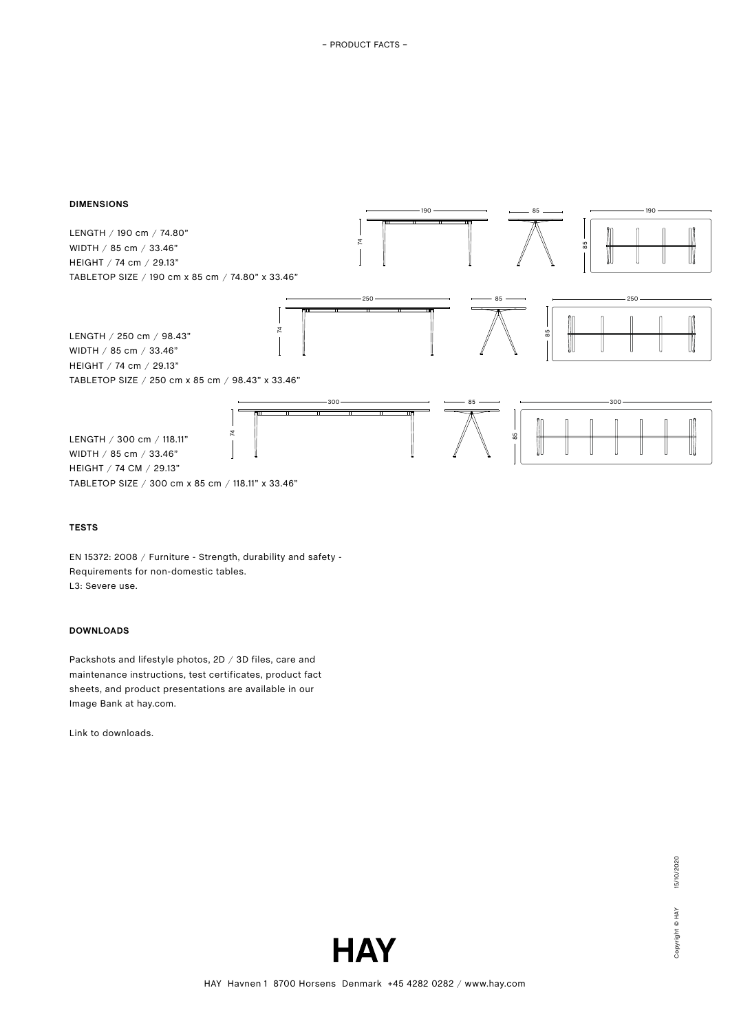## DIMENSIONS

LENGTH / 190 cm / 74.80"
WIDTH / 85 cm / 33.46"
HEIGHT / 74 cm / 29.13"
TABLETOP SIZE / 190 cm x 85 cm / 74.80" x 33.46"

LENGTH / 250 cm / 98.43"
WIDTH / 85 cm / 33.46"
HEIGHT / 74 cm / 29.13"
TABLETOP SIZE / 250 cm x 85 cm / 98.43" x 33.46"

LENGTH / 300 cm / 118.11"
WIDTH / 85 cm / 33.46"
HEIGHT / 74 CM / 29.13"
TABLETOP SIZE / 300 cm x 85 cm / 118.11" x 33.46"

## TESTS

EN 15372: 2008 / Furniture - Strength, durability and safety - Requirements for non-domestic tables.
L3: Severe use.

## DOWNLOADS

Packshots and lifestyle photos, 2D / 3D files, care and maintenance instructions, test certificates, product fact sheets, and product presentations are available in our Image Bank at hay.com.

Link to downloads.